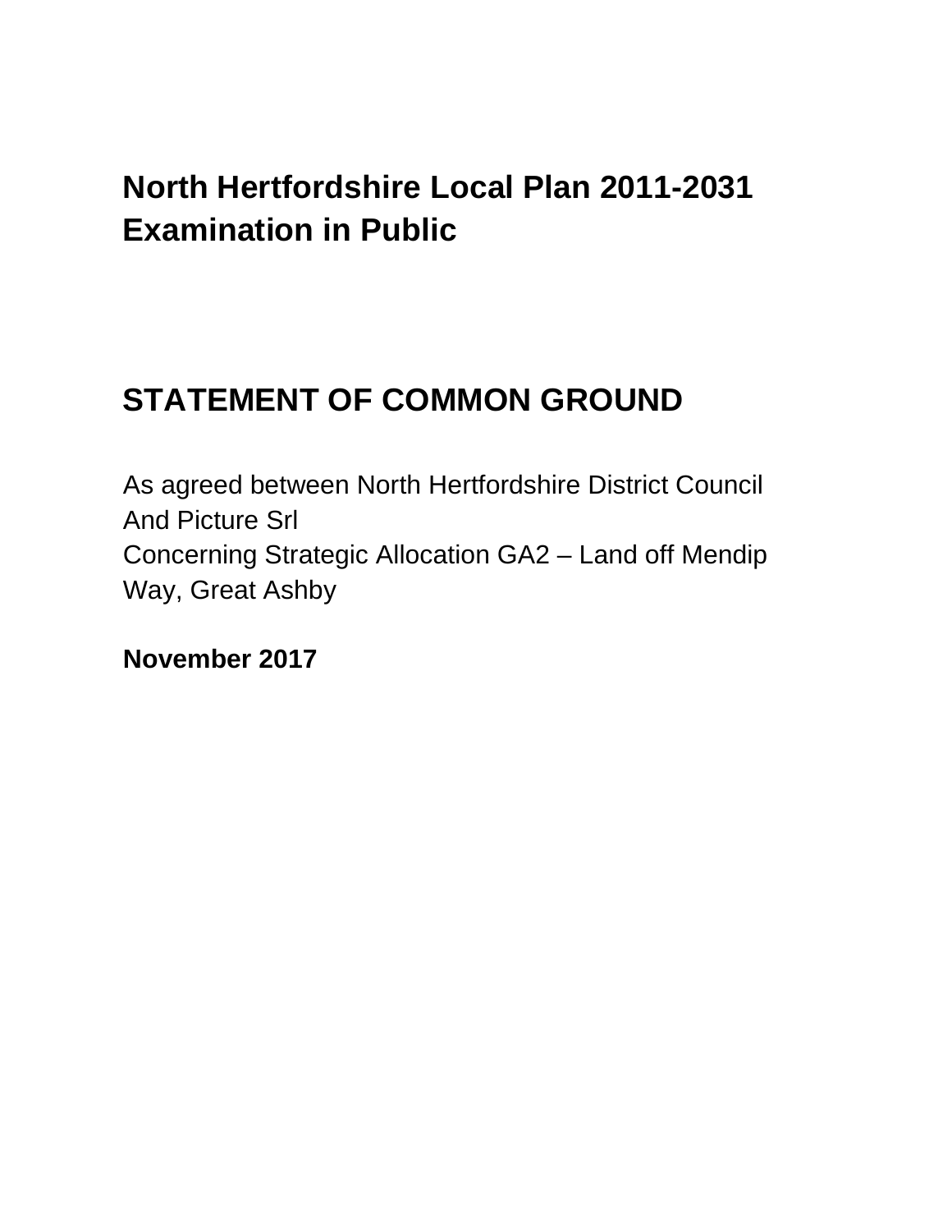# North Hertfordshire Local Plan 2011-2031 Examination in Public

## STATEMENT OF COMMON GROUND

As agreed between North Hertfordshire District Council
And Picture Srl
Concerning Strategic Allocation GA2 – Land off Mendip Way, Great Ashby

**November 2017**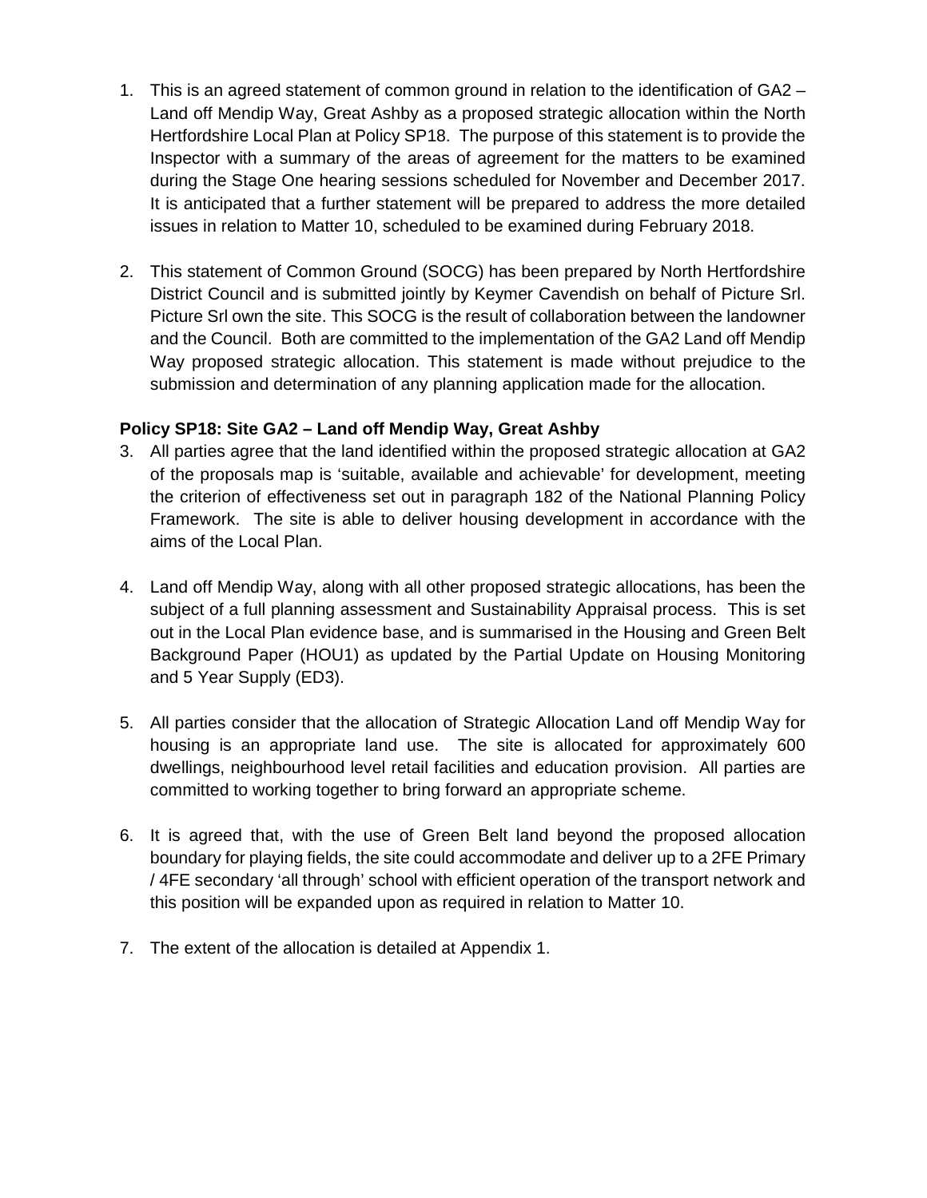1. This is an agreed statement of common ground in relation to the identification of GA2 – Land off Mendip Way, Great Ashby as a proposed strategic allocation within the North Hertfordshire Local Plan at Policy SP18. The purpose of this statement is to provide the Inspector with a summary of the areas of agreement for the matters to be examined during the Stage One hearing sessions scheduled for November and December 2017. It is anticipated that a further statement will be prepared to address the more detailed issues in relation to Matter 10, scheduled to be examined during February 2018.

2. This statement of Common Ground (SOCG) has been prepared by North Hertfordshire District Council and is submitted jointly by Keymer Cavendish on behalf of Picture Srl. Picture Srl own the site. This SOCG is the result of collaboration between the landowner and the Council. Both are committed to the implementation of the GA2 Land off Mendip Way proposed strategic allocation. This statement is made without prejudice to the submission and determination of any planning application made for the allocation.

**Policy SP18: Site GA2 – Land off Mendip Way, Great Ashby**

3. All parties agree that the land identified within the proposed strategic allocation at GA2 of the proposals map is 'suitable, available and achievable' for development, meeting the criterion of effectiveness set out in paragraph 182 of the National Planning Policy Framework. The site is able to deliver housing development in accordance with the aims of the Local Plan.

4. Land off Mendip Way, along with all other proposed strategic allocations, has been the subject of a full planning assessment and Sustainability Appraisal process. This is set out in the Local Plan evidence base, and is summarised in the Housing and Green Belt Background Paper (HOU1) as updated by the Partial Update on Housing Monitoring and 5 Year Supply (ED3).

5. All parties consider that the allocation of Strategic Allocation Land off Mendip Way for housing is an appropriate land use. The site is allocated for approximately 600 dwellings, neighbourhood level retail facilities and education provision. All parties are committed to working together to bring forward an appropriate scheme.

6. It is agreed that, with the use of Green Belt land beyond the proposed allocation boundary for playing fields, the site could accommodate and deliver up to a 2FE Primary / 4FE secondary 'all through' school with efficient operation of the transport network and this position will be expanded upon as required in relation to Matter 10.

7. The extent of the allocation is detailed at Appendix 1.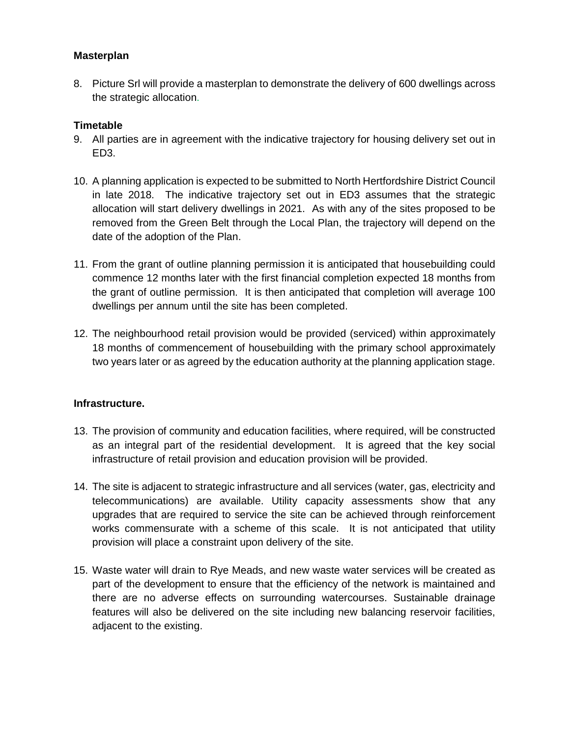**Masterplan**

8. Picture Srl will provide a masterplan to demonstrate the delivery of 600 dwellings across the strategic allocation.

**Timetable**

9. All parties are in agreement with the indicative trajectory for housing delivery set out in ED3.

10. A planning application is expected to be submitted to North Hertfordshire District Council in late 2018. The indicative trajectory set out in ED3 assumes that the strategic allocation will start delivery dwellings in 2021. As with any of the sites proposed to be removed from the Green Belt through the Local Plan, the trajectory will depend on the date of the adoption of the Plan.

11. From the grant of outline planning permission it is anticipated that housebuilding could commence 12 months later with the first financial completion expected 18 months from the grant of outline permission. It is then anticipated that completion will average 100 dwellings per annum until the site has been completed.

12. The neighbourhood retail provision would be provided (serviced) within approximately 18 months of commencement of housebuilding with the primary school approximately two years later or as agreed by the education authority at the planning application stage.

**Infrastructure.**

13. The provision of community and education facilities, where required, will be constructed as an integral part of the residential development. It is agreed that the key social infrastructure of retail provision and education provision will be provided.

14. The site is adjacent to strategic infrastructure and all services (water, gas, electricity and telecommunications) are available. Utility capacity assessments show that any upgrades that are required to service the site can be achieved through reinforcement works commensurate with a scheme of this scale. It is not anticipated that utility provision will place a constraint upon delivery of the site.

15. Waste water will drain to Rye Meads, and new waste water services will be created as part of the development to ensure that the efficiency of the network is maintained and there are no adverse effects on surrounding watercourses. Sustainable drainage features will also be delivered on the site including new balancing reservoir facilities, adjacent to the existing.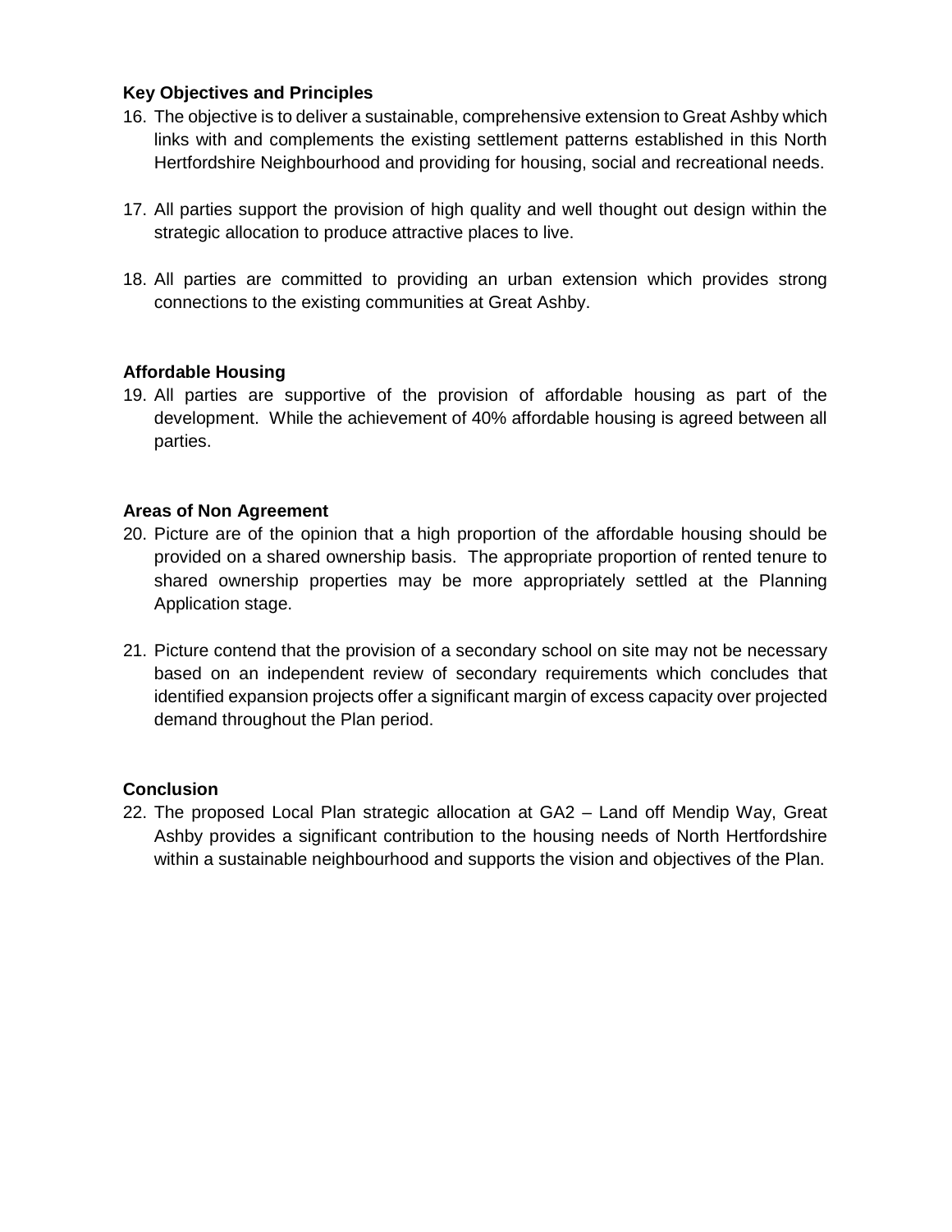**Key Objectives and Principles**

16. The objective is to deliver a sustainable, comprehensive extension to Great Ashby which links with and complements the existing settlement patterns established in this North Hertfordshire Neighbourhood and providing for housing, social and recreational needs.

17. All parties support the provision of high quality and well thought out design within the strategic allocation to produce attractive places to live.

18. All parties are committed to providing an urban extension which provides strong connections to the existing communities at Great Ashby.

**Affordable Housing**

19. All parties are supportive of the provision of affordable housing as part of the development. While the achievement of 40% affordable housing is agreed between all parties.

**Areas of Non Agreement**

20. Picture are of the opinion that a high proportion of the affordable housing should be provided on a shared ownership basis. The appropriate proportion of rented tenure to shared ownership properties may be more appropriately settled at the Planning Application stage.

21. Picture contend that the provision of a secondary school on site may not be necessary based on an independent review of secondary requirements which concludes that identified expansion projects offer a significant margin of excess capacity over projected demand throughout the Plan period.

**Conclusion**

22. The proposed Local Plan strategic allocation at GA2 – Land off Mendip Way, Great Ashby provides a significant contribution to the housing needs of North Hertfordshire within a sustainable neighbourhood and supports the vision and objectives of the Plan.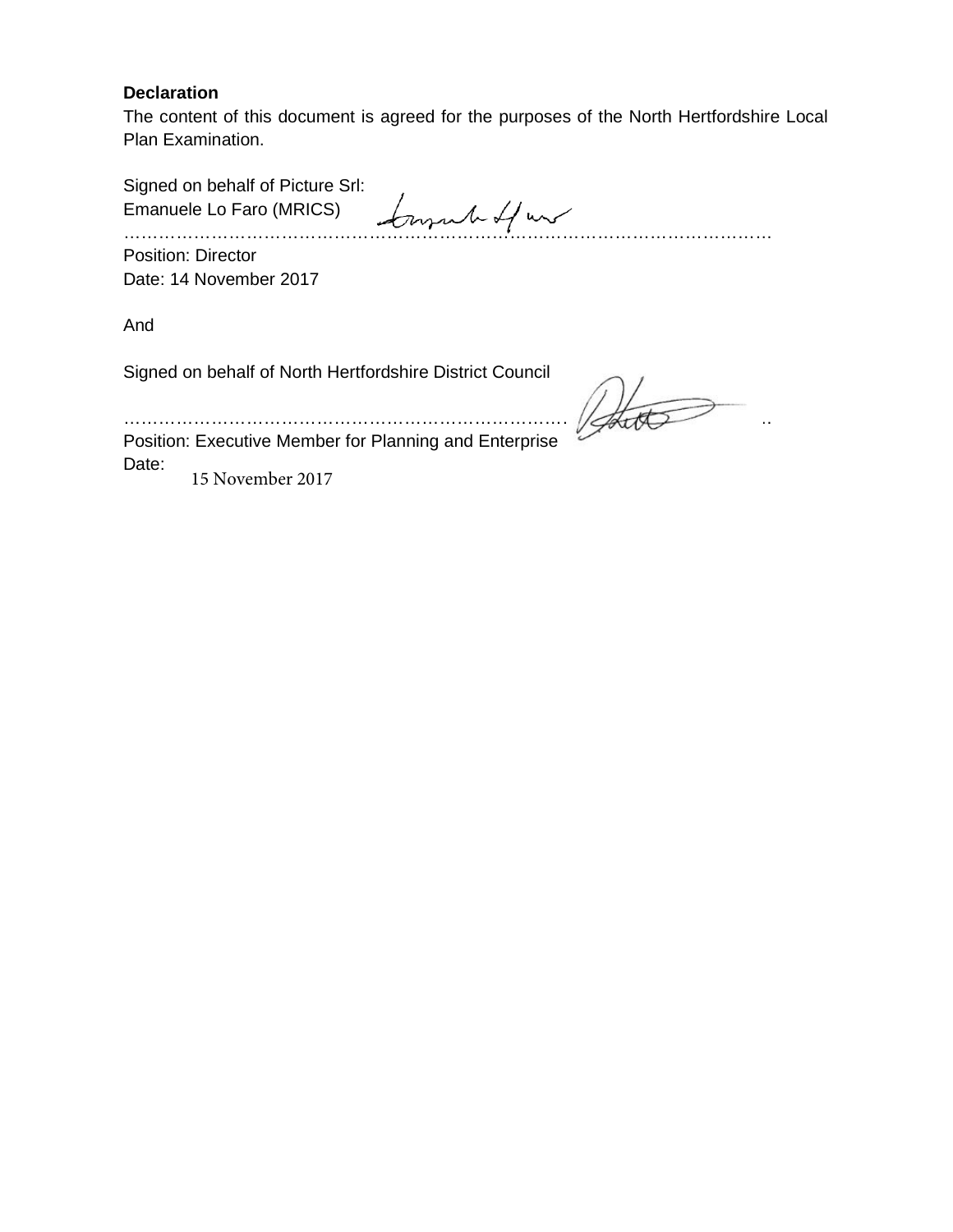**Declaration**

The content of this document is agreed for the purposes of the North Hertfordshire Local Plan Examination.

Signed on behalf of Picture Srl:
Emanuele Lo Faro (MRICS)
……………………………………………………………………………………………………
Position: Director
Date: 14 November 2017

And

Signed on behalf of North Hertfordshire District Council
……………………………………………………………………………………………………..
Position: Executive Member for Planning and Enterprise
Date: 15 November 2017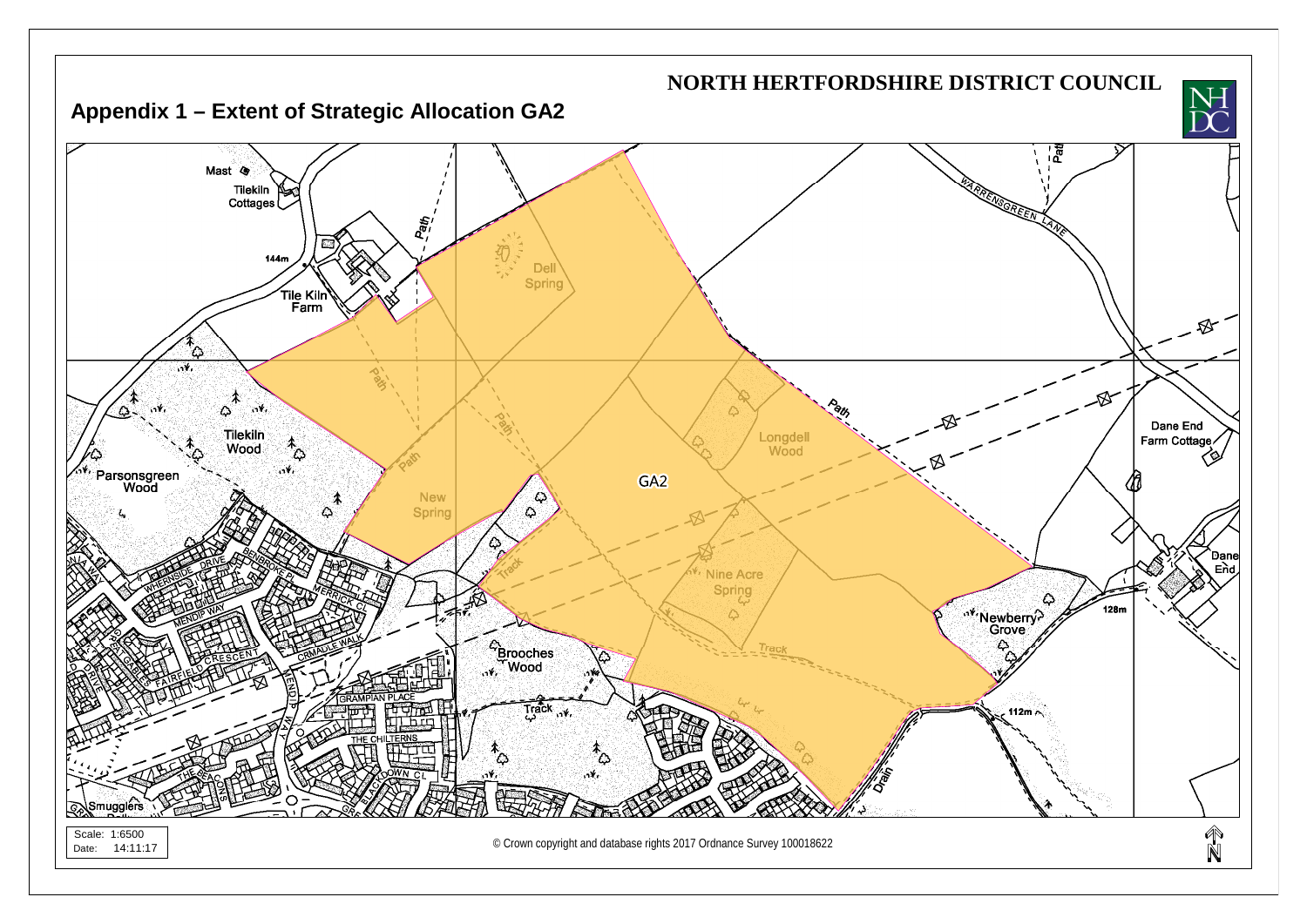# Appendix 1 – Extent of Strategic Allocation GA2

NORTH HERTFORDSHIRE DISTRICT COUNCIL

Mast
Tilekiln Cottages
144m
Tile Kiln Farm
Path
Dell Spring
WARRENSGREEN LANE
Path
Path
Path
Path
Tilekiln Wood
Parsonsgreen Wood
New Spring
Longdell Wood
Path
GA2
Dane End Farm Cottage
Dane End
Track
Nine Acre Spring
Newberry Grove
128m
Brooches Wood
Track
Track
112m
Drain
WHERNSIDE DRIVE
PENBROOK
MERRICK CL
MENDIP WAY
FAIRFIELD CRESCENT
ORMADLE WALK
GRAMPIAN PLACE
THE CHILTERNS
THE BEACONS
BLACKDOWN CL
Smugglers

Scale: 1:6500
Date: 14:11:17

© Crown copyright and database rights 2017 Ordnance Survey 100018622